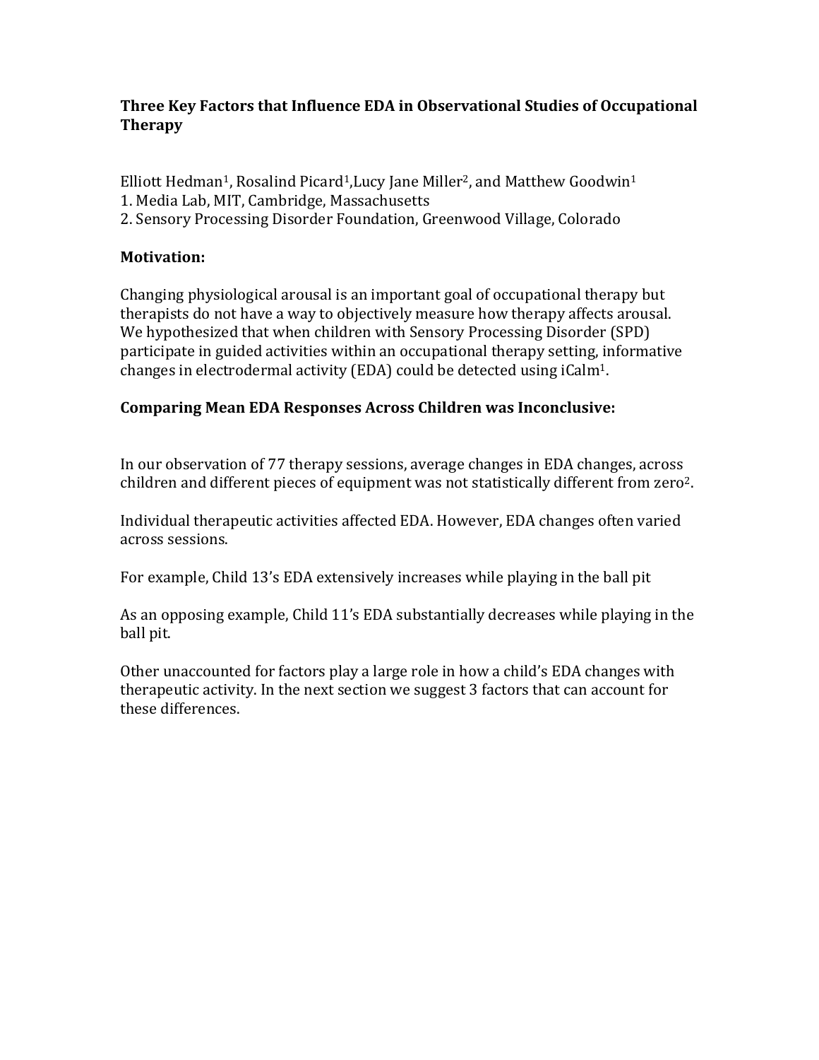# Three Key Factors that Influence EDA in Observational Studies of Occupational Therapy

Elliott Hedman[1], Rosalind Picard[1], Lucy Jane Miller[2], and Matthew Goodwin[1]

1. Media Lab, MIT, Cambridge, Massachusetts
2. Sensory Processing Disorder Foundation, Greenwood Village, Colorado

## Motivation:

Changing physiological arousal is an important goal of occupational therapy but therapists do not have a way to objectively measure how therapy affects arousal. We hypothesized that when children with Sensory Processing Disorder (SPD) participate in guided activities within an occupational therapy setting, informative changes in electrodermal activity (EDA) could be detected using iCalm[1].

## Comparing Mean EDA Responses Across Children was Inconclusive:

In our observation of 77 therapy sessions, average changes in EDA changes, across children and different pieces of equipment was not statistically different from zero[2].

Individual therapeutic activities affected EDA. However, EDA changes often varied across sessions.

For example, Child 13's EDA extensively increases while playing in the ball pit

As an opposing example, Child 11's EDA substantially decreases while playing in the ball pit.

Other unaccounted for factors play a large role in how a child's EDA changes with therapeutic activity. In the next section we suggest 3 factors that can account for these differences.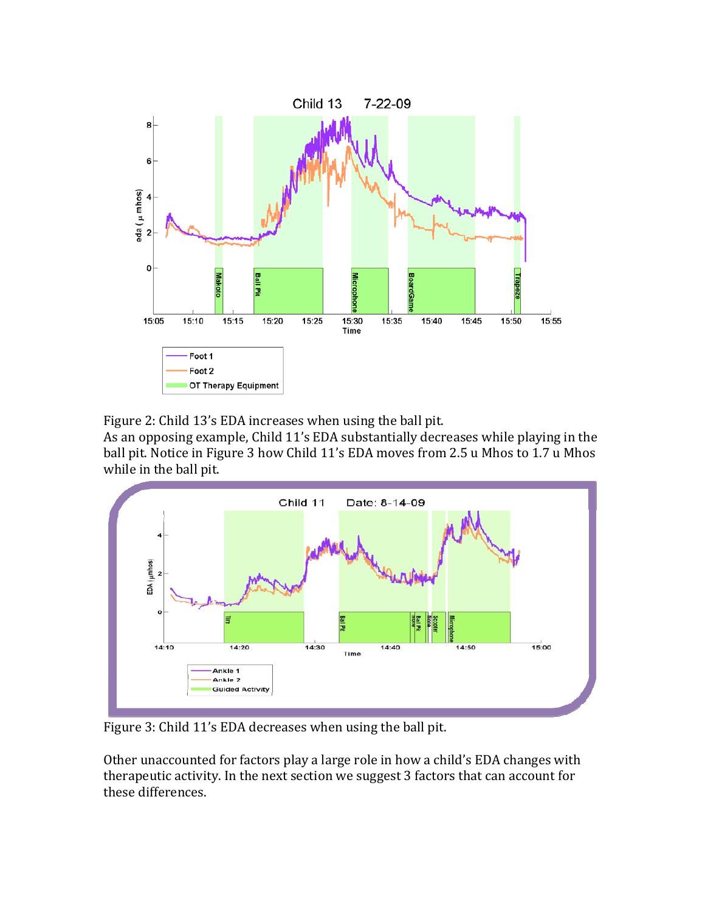Figure 2: Child 13's EDA increases when using the ball pit.

As an opposing example, Child 11's EDA substantially decreases while playing in the ball pit. Notice in Figure 3 how Child 11's EDA moves from 2.5 u Mhos to 1.7 u Mhos while in the ball pit.

Figure 3: Child 11's EDA decreases when using the ball pit.

Other unaccounted for factors play a large role in how a child's EDA changes with therapeutic activity. In the next section we suggest 3 factors that can account for these differences.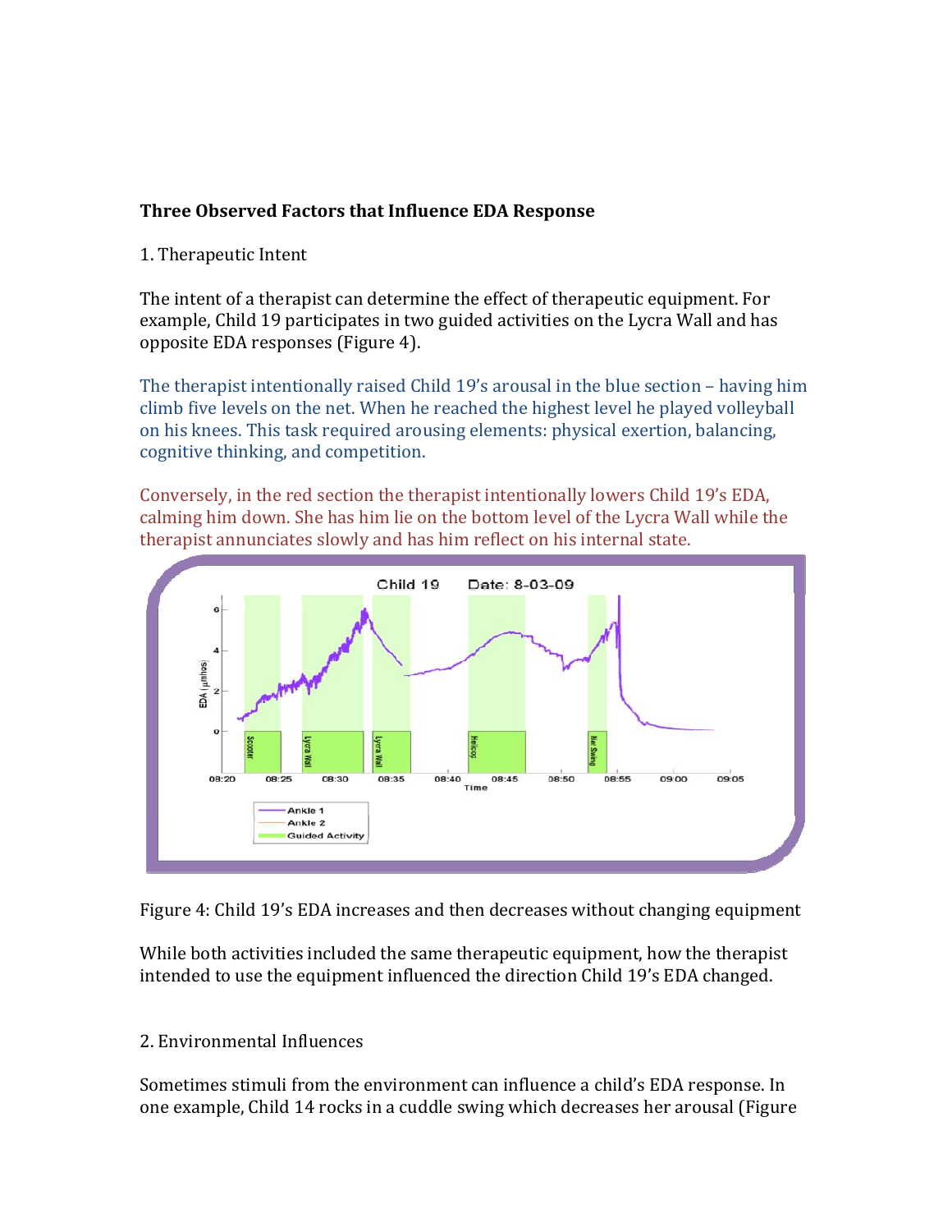**Three Observed Factors that Influence EDA Response**

1. Therapeutic Intent

The intent of a therapist can determine the effect of therapeutic equipment. For example, Child 19 participates in two guided activities on the Lycra Wall and has opposite EDA responses (Figure 4).

The therapist intentionally raised Child 19's arousal in the blue section – having him climb five levels on the net. When he reached the highest level he played volleyball on his knees. This task required arousing elements: physical exertion, balancing, cognitive thinking, and competition.

Conversely, in the red section the therapist intentionally lowers Child 19's EDA, calming him down. She has him lie on the bottom level of the Lycra Wall while the therapist annunciates slowly and has him reflect on his internal state.

Figure 4: Child 19's EDA increases and then decreases without changing equipment

While both activities included the same therapeutic equipment, how the therapist intended to use the equipment influenced the direction Child 19's EDA changed.

2. Environmental Influences

Sometimes stimuli from the environment can influence a child's EDA response. In one example, Child 14 rocks in a cuddle swing which decreases her arousal (Figure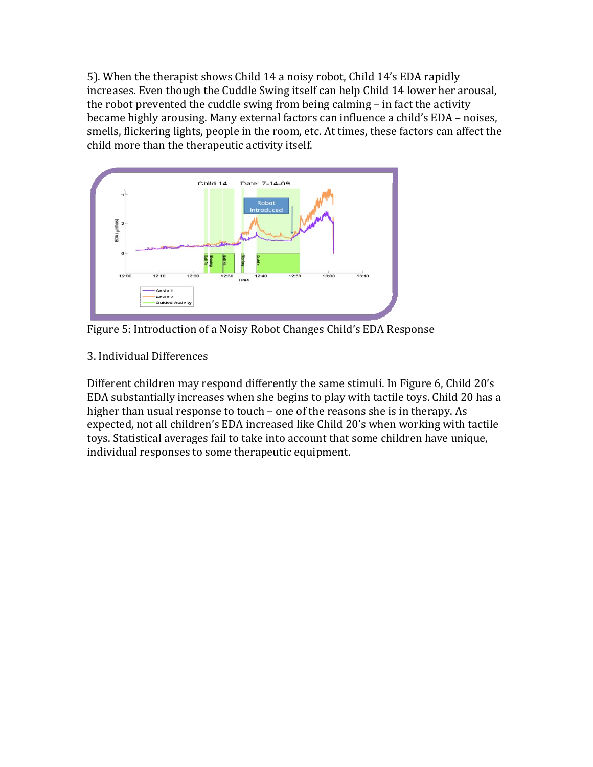5). When the therapist shows Child 14 a noisy robot, Child 14's EDA rapidly increases. Even though the Cuddle Swing itself can help Child 14 lower her arousal, the robot prevented the cuddle swing from being calming – in fact the activity became highly arousing. Many external factors can influence a child's EDA – noises, smells, flickering lights, people in the room, etc. At times, these factors can affect the child more than the therapeutic activity itself.

Figure 5: Introduction of a Noisy Robot Changes Child's EDA Response

3. Individual Differences

Different children may respond differently the same stimuli. In Figure 6, Child 20's EDA substantially increases when she begins to play with tactile toys. Child 20 has a higher than usual response to touch – one of the reasons she is in therapy. As expected, not all children's EDA increased like Child 20's when working with tactile toys. Statistical averages fail to take into account that some children have unique, individual responses to some therapeutic equipment.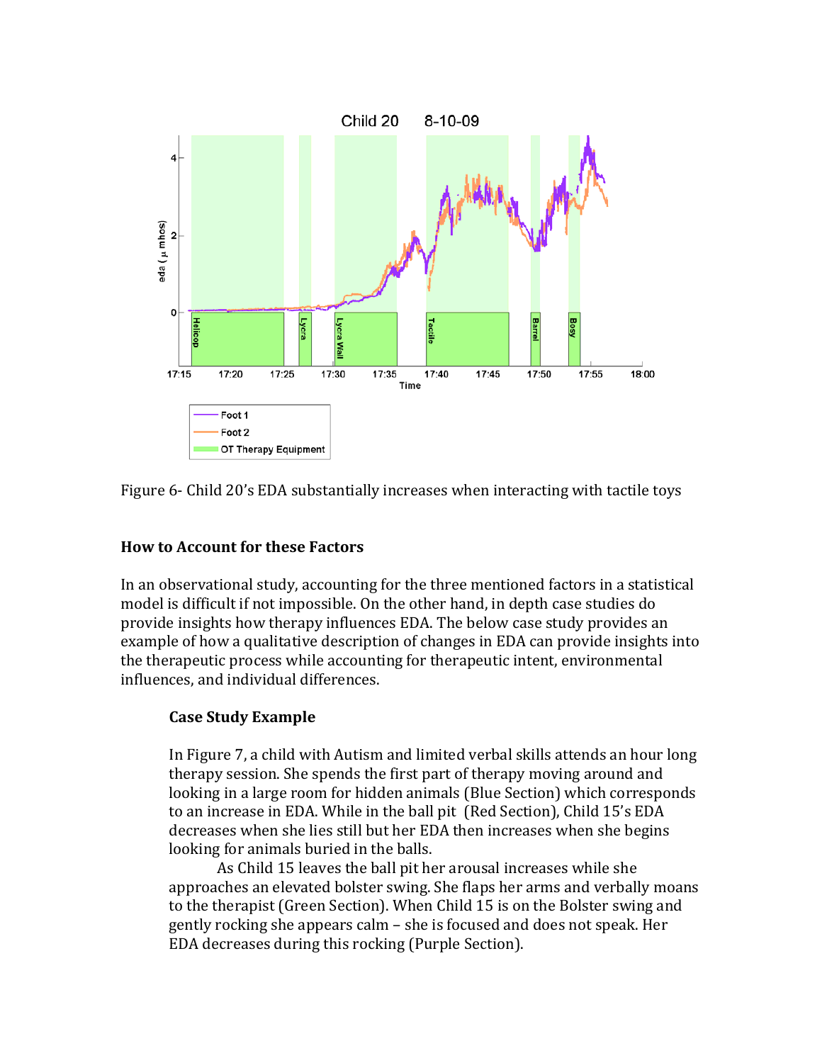Figure 6- Child 20's EDA substantially increases when interacting with tactile toys

### How to Account for these Factors

In an observational study, accounting for the three mentioned factors in a statistical model is difficult if not impossible. On the other hand, in depth case studies do provide insights how therapy influences EDA. The below case study provides an example of how a qualitative description of changes in EDA can provide insights into the therapeutic process while accounting for therapeutic intent, environmental influences, and individual differences.

#### Case Study Example

In Figure 7, a child with Autism and limited verbal skills attends an hour long therapy session. She spends the first part of therapy moving around and looking in a large room for hidden animals (Blue Section) which corresponds to an increase in EDA. While in the ball pit (Red Section), Child 15's EDA decreases when she lies still but her EDA then increases when she begins looking for animals buried in the balls.

As Child 15 leaves the ball pit her arousal increases while she approaches an elevated bolster swing. She flaps her arms and verbally moans to the therapist (Green Section). When Child 15 is on the Bolster swing and gently rocking she appears calm – she is focused and does not speak. Her EDA decreases during this rocking (Purple Section).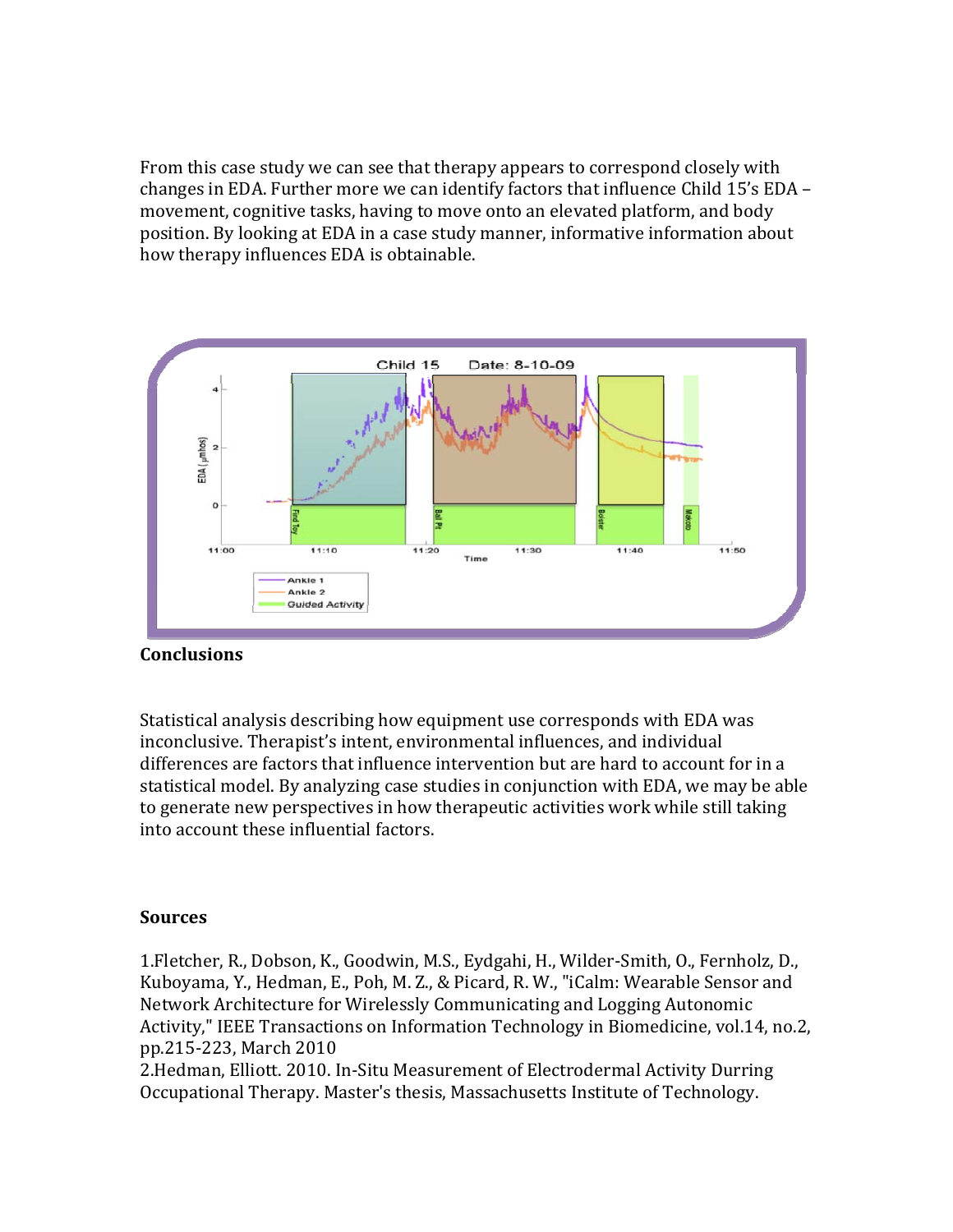From this case study we can see that therapy appears to correspond closely with changes in EDA. Further more we can identify factors that influence Child 15's EDA – movement, cognitive tasks, having to move onto an elevated platform, and body position. By looking at EDA in a case study manner, informative information about how therapy influences EDA is obtainable.

**Conclusions**

Statistical analysis describing how equipment use corresponds with EDA was inconclusive. Therapist's intent, environmental influences, and individual differences are factors that influence intervention but are hard to account for in a statistical model. By analyzing case studies in conjunction with EDA, we may be able to generate new perspectives in how therapeutic activities work while still taking into account these influential factors.

**Sources**

1.Fletcher, R., Dobson, K., Goodwin, M.S., Eydgahi, H., Wilder-Smith, O., Fernholz, D., Kuboyama, Y., Hedman, E., Poh, M. Z., & Picard, R. W., "iCalm: Wearable Sensor and Network Architecture for Wirelessly Communicating and Logging Autonomic Activity," IEEE Transactions on Information Technology in Biomedicine, vol.14, no.2, pp.215-223, March 2010

2.Hedman, Elliott. 2010. In-Situ Measurement of Electrodermal Activity Durring Occupational Therapy. Master's thesis, Massachusetts Institute of Technology.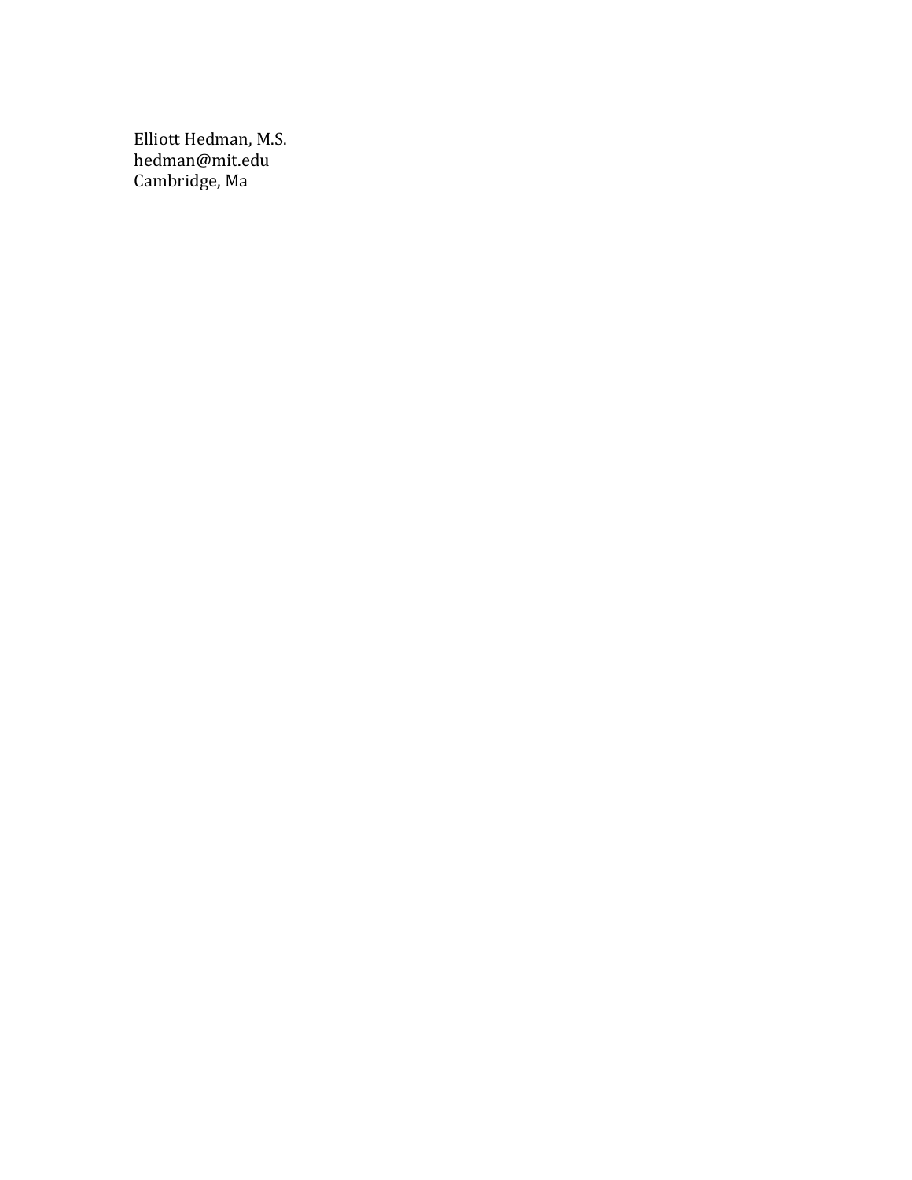Elliott Hedman, M.S.
hedman@mit.edu
Cambridge, Ma